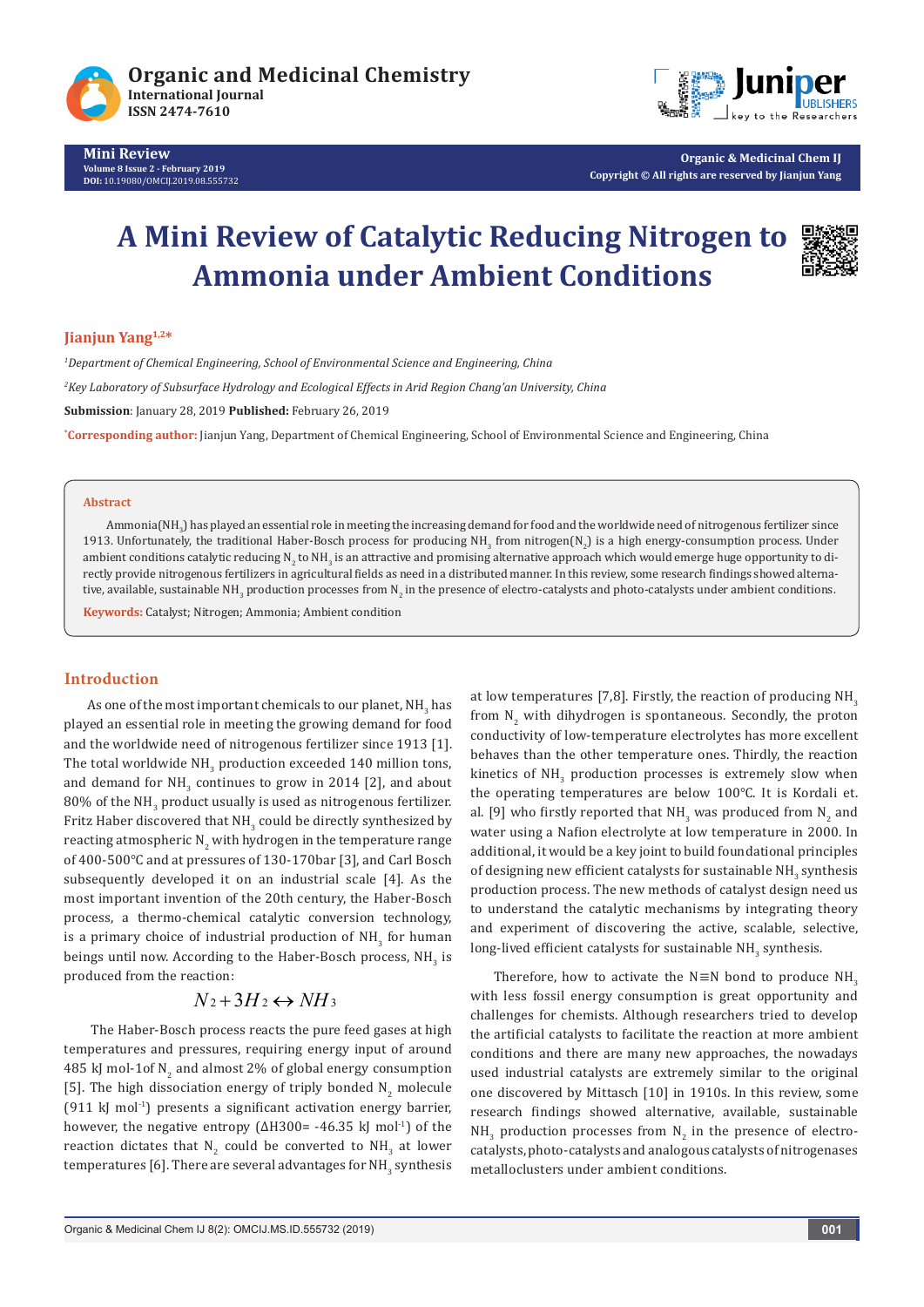**Mini Review**

# A Mini Review of Catalytic Reducing Nitrogen to Ammonia under Ambient Conditions

**Jianjun Yang**[1,2]*

[1]*Department of Chemical Engineering, School of Environmental Science and Engineering, China*

[2]*Key Laboratory of Subsurface Hydrology and Ecological Effects in Arid Region Chang'an University, China*

**Submission**: January 28, 2019 **Published:** February 26, 2019

*__Corresponding author:__ Jianjun Yang, Department of Chemical Engineering, School of Environmental Science and Engineering, China

## Abstract

Ammonia($NH_3$) has played an essential role in meeting the increasing demand for food and the worldwide need of nitrogenous fertilizer since 1913. Unfortunately, the traditional Haber-Bosch process for producing $NH_3$ from nitrogen($N_2$) is a high energy-consumption process. Under ambient conditions catalytic reducing $N_2$ to $NH_3$ is an attractive and promising alternative approach which would emerge huge opportunity to directly provide nitrogenous fertilizers in agricultural fields as need in a distributed manner. In this review, some research findings showed alternative, available, sustainable $NH_3$ production processes from $N_2$ in the presence of electro-catalysts and photo-catalysts under ambient conditions.

**Keywords:** Catalyst; Nitrogen; Ammonia; Ambient condition

## Introduction

As one of the most important chemicals to our planet, $NH_3$ has played an essential role in meeting the growing demand for food and the worldwide need of nitrogenous fertilizer since 1913 [1]. The total worldwide $NH_3$ production exceeded 140 million tons, and demand for $NH_3$ continues to grow in 2014 [2], and about 80% of the $NH_3$ product usually is used as nitrogenous fertilizer. Fritz Haber discovered that $NH_3$ could be directly synthesized by reacting atmospheric $N_2$ with hydrogen in the temperature range of 400-500°C and at pressures of 130-170bar [3], and Carl Bosch subsequently developed it on an industrial scale [4]. As the most important invention of the 20th century, the Haber-Bosch process, a thermo-chemical catalytic conversion technology, is a primary choice of industrial production of $NH_3$ for human beings until now. According to the Haber-Bosch process, $NH_3$ is produced from the reaction:

$$N_2 + 3H_2 \leftrightarrow NH_3$$

The Haber-Bosch process reacts the pure feed gases at high temperatures and pressures, requiring energy input of around 485 kJ mol-1of $N_2$ and almost 2% of global energy consumption [5]. The high dissociation energy of triply bonded $N_2$ molecule (911 kJ $mol^{-1}$) presents a significant activation energy barrier, however, the negative entropy ($\Delta H300 = -46.35$ kJ $mol^{-1}$) of the reaction dictates that $N_2$ could be converted to $NH_3$ at lower temperatures [6]. There are several advantages for $NH_3$ synthesis at low temperatures [7,8]. Firstly, the reaction of producing $NH_3$ from $N_2$ with dihydrogen is spontaneous. Secondly, the proton conductivity of low-temperature electrolytes has more excellent behaves than the other temperature ones. Thirdly, the reaction kinetics of $NH_3$ production processes is extremely slow when the operating temperatures are below 100°C. It is Kordali et. al. [9] who firstly reported that $NH_3$ was produced from $N_2$ and water using a Nafion electrolyte at low temperature in 2000. In additional, it would be a key joint to build foundational principles of designing new efficient catalysts for sustainable $NH_3$ synthesis production process. The new methods of catalyst design need us to understand the catalytic mechanisms by integrating theory and experiment of discovering the active, scalable, selective, long-lived efficient catalysts for sustainable $NH_3$ synthesis.

Therefore, how to activate the N≡N bond to produce $NH_3$ with less fossil energy consumption is great opportunity and challenges for chemists. Although researchers tried to develop the artificial catalysts to facilitate the reaction at more ambient conditions and there are many new approaches, the nowadays used industrial catalysts are extremely similar to the original one discovered by Mittasch [10] in 1910s. In this review, some research findings showed alternative, available, sustainable $NH_3$ production processes from $N_2$ in the presence of electro-catalysts, photo-catalysts and analogous catalysts of nitrogenases metalloclusters under ambient conditions.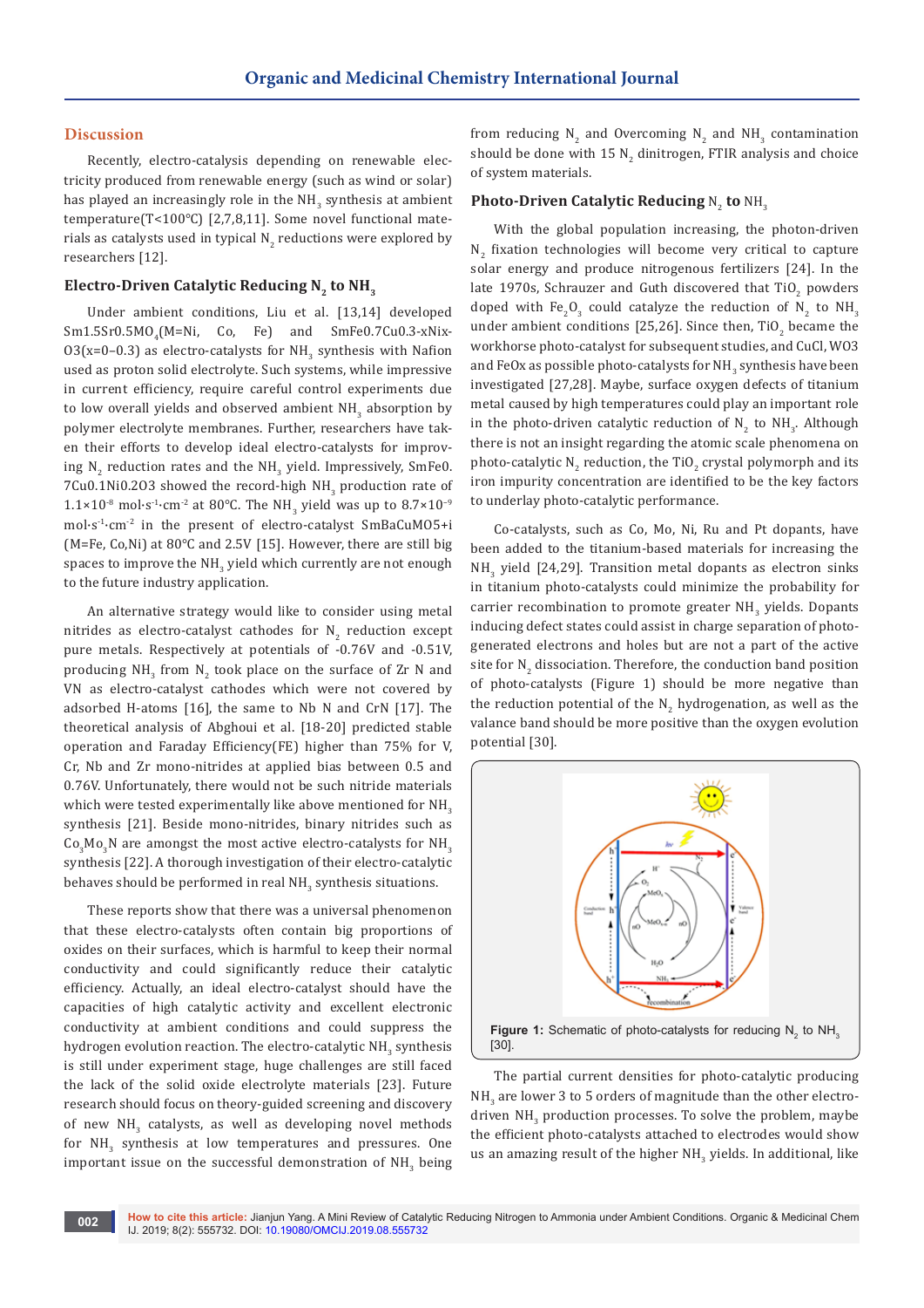## Discussion

Recently, electro-catalysis depending on renewable electricity produced from renewable energy (such as wind or solar) has played an increasingly role in the $NH_3$ synthesis at ambient temperature(T<100°C) [2,7,8,11]. Some novel functional materials as catalysts used in typical $N_2$ reductions were explored by researchers [12].

### Electro-Driven Catalytic Reducing $N_2$ to $NH_3$

Under ambient conditions, Liu et al. [13,14] developed Sm1.5Sr0.5MO$_4$(M=Ni, Co, Fe) and SmFe0.7Cu0.3-xNix-O3(x=0–0.3) as electro-catalysts for $NH_3$ synthesis with Nafion used as proton solid electrolyte. Such systems, while impressive in current efficiency, require careful control experiments due to low overall yields and observed ambient $NH_3$ absorption by polymer electrolyte membranes. Further, researchers have taken their efforts to develop ideal electro-catalysts for improving $N_2$ reduction rates and the $NH_3$ yield. Impressively, SmFe0.7Cu0.1Ni0.2O3 showed the record-high $NH_3$ production rate of $1.1\times10^{-8}$ mol·s$^{-1}$·cm$^{-2}$ at 80°C. The $NH_3$ yield was up to $8.7\times10^{-9}$ mol·s$^{-1}$·cm$^{-2}$ in the present of electro-catalyst SmBaCuMO5+i (M=Fe, Co,Ni) at 80°C and 2.5V [15]. However, there are still big spaces to improve the $NH_3$ yield which currently are not enough to the future industry application.

An alternative strategy would like to consider using metal nitrides as electro-catalyst cathodes for $N_2$ reduction except pure metals. Respectively at potentials of -0.76V and -0.51V, producing $NH_3$ from $N_2$ took place on the surface of Zr N and VN as electro-catalyst cathodes which were not covered by adsorbed H-atoms [16], the same to Nb N and CrN [17]. The theoretical analysis of Abghoui et al. [18-20] predicted stable operation and Faraday Efficiency(FE) higher than 75% for V, Cr, Nb and Zr mono-nitrides at applied bias between 0.5 and 0.76V. Unfortunately, there would not be such nitride materials which were tested experimentally like above mentioned for $NH_3$ synthesis [21]. Beside mono-nitrides, binary nitrides such as $Co_3Mo_3N$ are amongst the most active electro-catalysts for $NH_3$ synthesis [22]. A thorough investigation of their electro-catalytic behaves should be performed in real $NH_3$ synthesis situations.

These reports show that there was a universal phenomenon that these electro-catalysts often contain big proportions of oxides on their surfaces, which is harmful to keep their normal conductivity and could significantly reduce their catalytic efficiency. Actually, an ideal electro-catalyst should have the capacities of high catalytic activity and excellent electronic conductivity at ambient conditions and could suppress the hydrogen evolution reaction. The electro-catalytic $NH_3$ synthesis is still under experiment stage, huge challenges are still faced the lack of the solid oxide electrolyte materials [23]. Future research should focus on theory-guided screening and discovery of new $NH_3$ catalysts, as well as developing novel methods for $NH_3$ synthesis at low temperatures and pressures. One important issue on the successful demonstration of $NH_3$ being from reducing $N_2$ and Overcoming $N_2$ and $NH_3$ contamination should be done with 15 $N_2$ dinitrogen, FTIR analysis and choice of system materials.

### Photo-Driven Catalytic Reducing $N_2$ to $NH_3$

With the global population increasing, the photon-driven $N_2$ fixation technologies will become very critical to capture solar energy and produce nitrogenous fertilizers [24]. In the late 1970s, Schrauzer and Guth discovered that $TiO_2$ powders doped with $Fe_2O_3$ could catalyze the reduction of $N_2$ to $NH_3$ under ambient conditions [25,26]. Since then, $TiO_2$ became the workhorse photo-catalyst for subsequent studies, and CuCl, WO3 and FeOx as possible photo-catalysts for $NH_3$ synthesis have been investigated [27,28]. Maybe, surface oxygen defects of titanium metal caused by high temperatures could play an important role in the photo-driven catalytic reduction of $N_2$ to $NH_3$. Although there is not an insight regarding the atomic scale phenomena on photo-catalytic $N_2$ reduction, the $TiO_2$ crystal polymorph and its iron impurity concentration are identified to be the key factors to underlay photo-catalytic performance.

Co-catalysts, such as Co, Mo, Ni, Ru and Pt dopants, have been added to the titanium-based materials for increasing the $NH_3$ yield [24,29]. Transition metal dopants as electron sinks in titanium photo-catalysts could minimize the probability for carrier recombination to promote greater $NH_3$ yields. Dopants inducing defect states could assist in charge separation of photo-generated electrons and holes but are not a part of the active site for $N_2$ dissociation. Therefore, the conduction band position of photo-catalysts (Figure 1) should be more negative than the reduction potential of the $N_2$ hydrogenation, as well as the valance band should be more positive than the oxygen evolution potential [30].

**Figure 1:** Schematic of photo-catalysts for reducing $N_2$ to $NH_3$ [30].

The partial current densities for photo-catalytic producing $NH_3$ are lower 3 to 5 orders of magnitude than the other electro-driven $NH_3$ production processes. To solve the problem, maybe the efficient photo-catalysts attached to electrodes would show us an amazing result of the higher $NH_3$ yields. In additional, like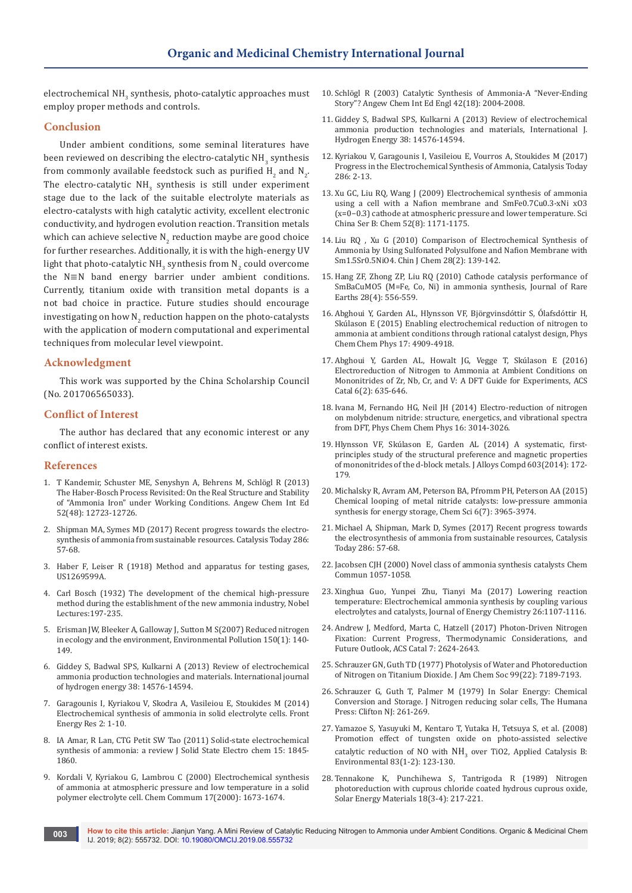electrochemical $NH_3$ synthesis, photo-catalytic approaches must employ proper methods and controls.

## Conclusion

Under ambient conditions, some seminal literatures have been reviewed on describing the electro-catalytic $NH_3$ synthesis from commonly available feedstock such as purified $H_2$ and $N_2$. The electro-catalytic $NH_3$ synthesis is still under experiment stage due to the lack of the suitable electrolyte materials as electro-catalysts with high catalytic activity, excellent electronic conductivity, and hydrogen evolution reaction. Transition metals which can achieve selective $N_2$ reduction maybe are good choice for further researches. Additionally, it is with the high-energy UV light that photo-catalytic $NH_3$ synthesis from $N_2$ could overcome the N≡N band energy barrier under ambient conditions. Currently, titanium oxide with transition metal dopants is a not bad choice in practice. Future studies should encourage investigating on how $N_2$ reduction happen on the photo-catalysts with the application of modern computational and experimental techniques from molecular level viewpoint.

## Acknowledgment

This work was supported by the China Scholarship Council (No. 201706565033).

## Conflict of Interest

The author has declared that any economic interest or any conflict of interest exists.

## References

1. T Kandemir, Schuster ME, Senyshyn A, Behrens M, Schlögl R (2013) The Haber-Bosch Process Revisited: On the Real Structure and Stability of "Ammonia Iron" under Working Conditions. Angew Chem Int Ed 52(48): 12723-12726.
2. Shipman MA, Symes MD (2017) Recent progress towards the electro-synthesis of ammonia from sustainable resources. Catalysis Today 286: 57-68.
3. Haber F, Leiser R (1918) Method and apparatus for testing gases, US1269599A.
4. Carl Bosch (1932) The development of the chemical high-pressure method during the establishment of the new ammonia industry, Nobel Lectures:197-235.
5. Erisman JW, Bleeker A, Galloway J, Sutton M S(2007) Reduced nitrogen in ecology and the environment, Environmental Pollution 150(1): 140-149.
6. Giddey S, Badwal SPS, Kulkarni A (2013) Review of electrochemical ammonia production technologies and materials. International journal of hydrogen energy 38: 14576-14594.
7. Garagounis I, Kyriakou V, Skodra A, Vasileiou E, Stoukides M (2014) Electrochemical synthesis of ammonia in solid electrolyte cells. Front Energy Res 2: 1-10.
8. IA Amar, R Lan, CTG Petit SW Tao (2011) Solid-state electrochemical synthesis of ammonia: a review J Solid State Electro chem 15: 1845-1860.
9. Kordali V, Kyriakou G, Lambrou C (2000) Electrochemical synthesis of ammonia at atmospheric pressure and low temperature in a solid polymer electrolyte cell. Chem Commum 17(2000): 1673-1674.
10. Schlögl R (2003) Catalytic Synthesis of Ammonia-A "Never-Ending Story"? Angew Chem Int Ed Engl 42(18): 2004-2008.
11. Giddey S, Badwal SPS, Kulkarni A (2013) Review of electrochemical ammonia production technologies and materials, International J. Hydrogen Energy 38: 14576-14594.
12. Kyriakou V, Garagounis I, Vasileiou E, Vourros A, Stoukides M (2017) Progress in the Electrochemical Synthesis of Ammonia, Catalysis Today 286: 2-13.
13. Xu GC, Liu RQ, Wang J (2009) Electrochemical synthesis of ammonia using a cell with a Nafion membrane and SmFe0.7Cu0.3-xNi xO3 (x=0–0.3) cathode at atmospheric pressure and lower temperature. Sci China Ser B: Chem 52(8): 1171-1175.
14. Liu RQ , Xu G (2010) Comparison of Electrochemical Synthesis of Ammonia by Using Sulfonated Polysulfone and Nafion Membrane with Sm1.5Sr0.5NiO4. Chin J Chem 28(2): 139-142.
15. Hang ZF, Zhong ZP, Liu RQ (2010) Cathode catalysis performance of SmBaCuMO5 (M=Fe, Co, Ni) in ammonia synthesis, Journal of Rare Earths 28(4): 556-559.
16. Abghoui Y, Garden AL, Hlynsson VF, Björgvinsdóttir S, Ólafsdóttir H, Skúlason E (2015) Enabling electrochemical reduction of nitrogen to ammonia at ambient conditions through rational catalyst design, Phys Chem Chem Phys 17: 4909-4918.
17. Abghoui Y, Garden AL, Howalt JG, Vegge T, Skúlason E (2016) Electroreduction of Nitrogen to Ammonia at Ambient Conditions on Mononitrides of Zr, Nb, Cr, and V: A DFT Guide for Experiments, ACS Catal 6(2): 635-646.
18. Ivana M, Fernando HG, Neil JH (2014) Electro-reduction of nitrogen on molybdenum nitride: structure, energetics, and vibrational spectra from DFT, Phys Chem Chem Phys 16: 3014-3026.
19. Hlynsson VF, Skúlason E, Garden AL (2014) A systematic, first-principles study of the structural preference and magnetic properties of mononitrides of the d-block metals. J Alloys Compd 603(2014): 172-179.
20. Michalsky R, Avram AM, Peterson BA, Pfromm PH, Peterson AA (2015) Chemical looping of metal nitride catalysts: low-pressure ammonia synthesis for energy storage, Chem Sci 6(7): 3965-3974.
21. Michael A, Shipman, Mark D, Symes (2017) Recent progress towards the electrosynthesis of ammonia from sustainable resources, Catalysis Today 286: 57-68.
22. Jacobsen CJH (2000) Novel class of ammonia synthesis catalysts Chem Commun 1057-1058.
23. Xinghua Guo, Yunpei Zhu, Tianyi Ma (2017) Lowering reaction temperature: Electrochemical ammonia synthesis by coupling various electrolytes and catalysts, Journal of Energy Chemistry 26:1107-1116.
24. Andrew J, Medford, Marta C, Hatzell (2017) Photon-Driven Nitrogen Fixation: Current Progress, Thermodynamic Considerations, and Future Outlook, ACS Catal 7: 2624-2643.
25. Schrauzer GN, Guth TD (1977) Photolysis of Water and Photoreduction of Nitrogen on Titanium Dioxide. J Am Chem Soc 99(22): 7189-7193.
26. Schrauzer G, Guth T, Palmer M (1979) In Solar Energy: Chemical Conversion and Storage. J Nitrogen reducing solar cells, The Humana Press: Clifton NJ: 261-269.
27. Yamazoe S, Yasuyuki M, Kentaro T, Yutaka H, Tetsuya S, et al. (2008) Promotion effect of tungsten oxide on photo-assisted selective catalytic reduction of NO with $NH_3$ over TiO2, Applied Catalysis B: Environmental 83(1-2): 123-130.
28. Tennakone K, Punchihewa S, Tantrigoda R (1989) Nitrogen photoreduction with cuprous chloride coated hydrous cuprous oxide, Solar Energy Materials 18(3-4): 217-221.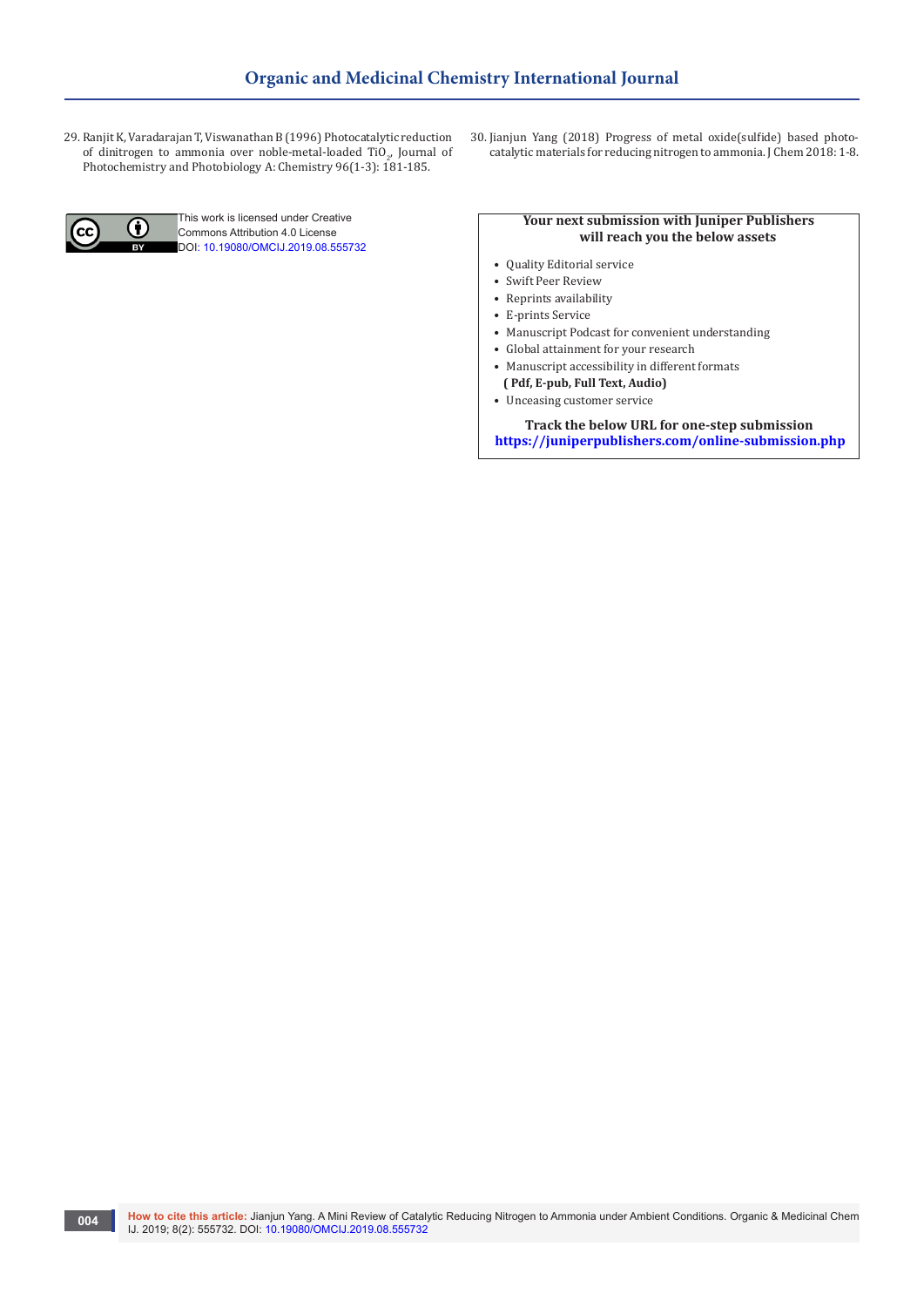29. Ranjit K, Varadarajan T, Viswanathan B (1996) Photocatalytic reduction of dinitrogen to ammonia over noble-metal-loaded $TiO_2$. Journal of Photochemistry and Photobiology A: Chemistry 96(1-3): 181-185.

30. Jianjun Yang (2018) Progress of metal oxide(sulfide) based photocatalytic materials for reducing nitrogen to ammonia. J Chem 2018: 1-8.

This work is licensed under Creative Commons Attribution 4.0 License
DOI: 10.19080/OMCIJ.2019.08.555732

**Your next submission with Juniper Publishers will reach you the below assets**

- Quality Editorial service
- Swift Peer Review
- Reprints availability
- E-prints Service
- Manuscript Podcast for convenient understanding
- Global attainment for your research
- Manuscript accessibility in different formats
  **( Pdf, E-pub, Full Text, Audio)**
- Unceasing customer service

**Track the below URL for one-step submission**
**https://juniperpublishers.com/online-submission.php**

**How to cite this article:** Jianjun Yang. A Mini Review of Catalytic Reducing Nitrogen to Ammonia under Ambient Conditions. Organic & Medicinal Chem IJ. 2019; 8(2): 555732. DOI: 10.19080/OMCIJ.2019.08.555732